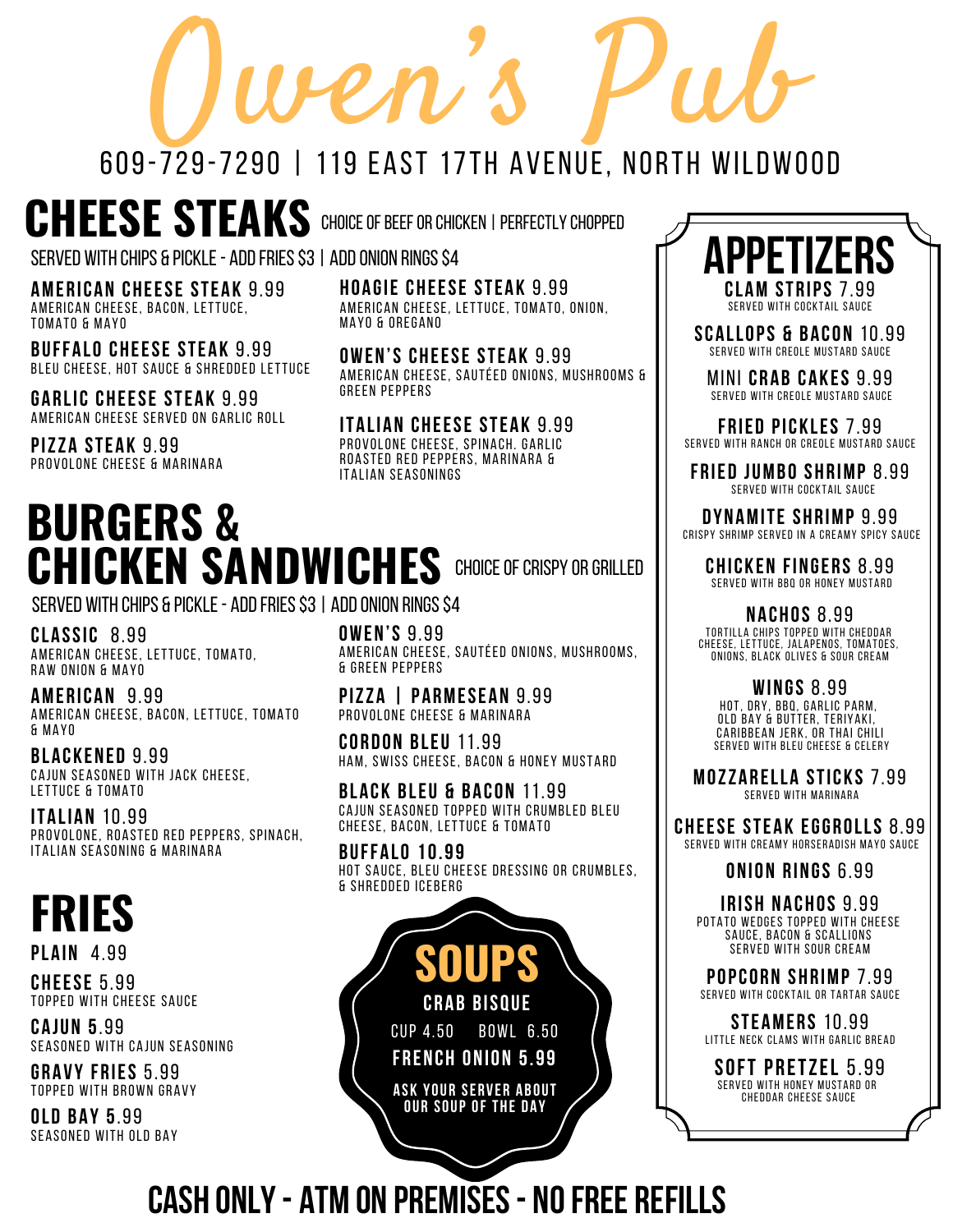# Owen's Pub

609-729-7290 | 119 East 17th Avenue, North Wildwood

## CHEESE STEAKS

CHOICE OF BEEF OR CHICKEN | PERFECTLY CHOPPED

SERVED WITH CHIPS & PICKLE - ADD FRIES $3 | ADD ONION RINGS $4

**AMERICAN CHEESE STEAK** 9.99
AMERICAN CHEESE, BACON, LETTUCE, TOMATO & MAYO

**BUFFALO CHEESE STEAK** 9.99
BLEU CHEESE, HOT SAUCE & SHREDDED LETTUCE

**GARLIC CHEESE STEAK** 9.99
AMERICAN CHEESE SERVED ON GARLIC ROLL

**PIZZA STEAK** 9.99
PROVOLONE CHEESE & MARINARA

**HOAGIE CHEESE STEAK** 9.99
AMERICAN CHEESE, LETTUCE, TOMATO, ONION, MAYO & OREGANO

**OWEN'S CHEESE STEAK** 9.99
AMERICAN CHEESE, SAUTÉED ONIONS, MUSHROOMS & GREEN PEPPERS

**ITALIAN CHEESE STEAK** 9.99
PROVOLONE CHEESE, SPINACH. GARLIC ROASTED RED PEPPERS, MARINARA & ITALIAN SEASONINGS

## BURGERS & CHICKEN SANDWICHES

CHOICE OF CRISPY OR GRILLED

SERVED WITH CHIPS & PICKLE - ADD FRIES $3 | ADD ONION RINGS $4

**CLASSIC** 8.99
AMERICAN CHEESE, LETTUCE, TOMATO, RAW ONION & MAYO

**AMERICAN** 9.99
AMERICAN CHEESE, BACON, LETTUCE, TOMATO & MAYO

**BLACKENED** 9.99
CAJUN SEASONED WITH JACK CHEESE, LETTUCE & TOMATO

**ITALIAN** 10.99
PROVOLONE, ROASTED RED PEPPERS, SPINACH, ITALIAN SEASONING & MARINARA

**OWEN'S** 9.99
AMERICAN CHEESE, SAUTÉED ONIONS, MUSHROOMS, & GREEN PEPPERS

**PIZZA | PARMESEAN** 9.99
PROVOLONE CHEESE & MARINARA

**CORDON BLEU** 11.99
HAM, SWISS CHEESE, BACON & HONEY MUSTARD

**BLACK BLEU & BACON** 11.99
CAJUN SEASONED TOPPED WITH CRUMBLED BLEU CHEESE, BACON, LETTUCE & TOMATO

**BUFFALO** 10.99
HOT SAUCE, BLEU CHEESE DRESSING OR CRUMBLES, & SHREDDED ICEBERG

## FRIES

**PLAIN** 4.99

**CHEESE** 5.99
TOPPED WITH CHEESE SAUCE

**CAJUN** 5.99
SEASONED WITH CAJUN SEASONING

**GRAVY FRIES** 5.99
TOPPED WITH BROWN GRAVY

**OLD BAY** 5.99
SEASONED WITH OLD BAY

## SOUPS

**CRAB BISQUE**
CUP 4.50 BOWL 6.50

**FRENCH ONION** 5.99

ASK YOUR SERVER ABOUT OUR SOUP OF THE DAY

## APPETIZERS

**CLAM STRIPS** 7.99
SERVED WITH COCKTAIL SAUCE

**SCALLOPS & BACON** 10.99
SERVED WITH CREOLE MUSTARD SAUCE

**MINI CRAB CAKES** 9.99
SERVED WITH CREOLE MUSTARD SAUCE

**FRIED PICKLES** 7.99
SERVED WITH RANCH OR CREOLE MUSTARD SAUCE

**FRIED JUMBO SHRIMP** 8.99
SERVED WITH COCKTAIL SAUCE

**DYNAMITE SHRIMP** 9.99
CRISPY SHRIMP SERVED IN A CREAMY SPICY SAUCE

**CHICKEN FINGERS** 8.99
SERVED WITH BBQ OR HONEY MUSTARD

**NACHOS** 8.99
TORTILLA CHIPS TOPPED WITH CHEDDAR CHEESE, LETTUCE, JALAPENOS, TOMATOES, ONIONS, BLACK OLIVES & SOUR CREAM

**WINGS** 8.99
HOT, DRY, BBQ, GARLIC PARM, OLD BAY & BUTTER, TERIYAKI, CARIBBEAN JERK, OR THAI CHILI
SERVED WITH BLEU CHEESE & CELERY

**MOZZARELLA STICKS** 7.99
SERVED WITH MARINARA

**CHEESE STEAK EGGROLLS** 8.99
SERVED WITH CREAMY HORSERADISH MAYO SAUCE

**ONION RINGS** 6.99

**IRISH NACHOS** 9.99
POTATO WEDGES TOPPED WITH CHEESE SAUCE, BACON & SCALLIONS
SERVED WITH SOUR CREAM

**POPCORN SHRIMP** 7.99
SERVED WITH COCKTAIL OR TARTAR SAUCE

**STEAMERS** 10.99
LITTLE NECK CLAMS WITH GARLIC BREAD

**SOFT PRETZEL** 5.99
SERVED WITH HONEY MUSTARD OR CHEDDAR CHEESE SAUCE

**CASH ONLY - ATM ON PREMISES - NO FREE REFILLS**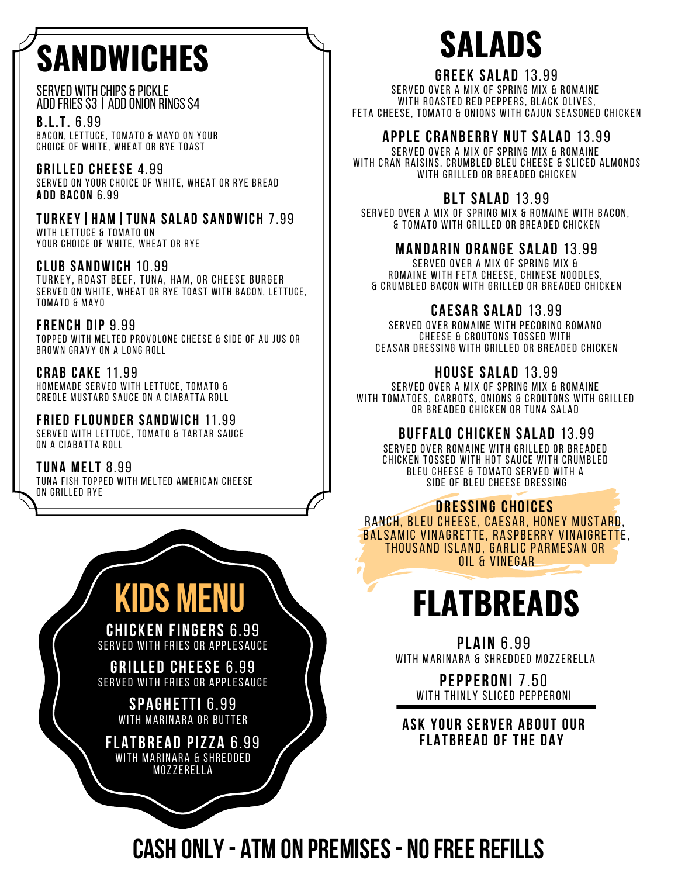# SANDWICHES

SERVED WITH CHIPS & PICKLE
ADD FRIES $3 | ADD ONION RINGS $4

**B.L.T.** 6.99
BACON, LETTUCE, TOMATO & MAYO ON YOUR CHOICE OF WHITE, WHEAT OR RYE TOAST

**GRILLED CHEESE** 4.99
SERVED ON YOUR CHOICE OF WHITE, WHEAT OR RYE BREAD
**ADD BACON** 6.99

**TURKEY | HAM | TUNA SALAD SANDWICH** 7.99
WITH LETTUCE & TOMATO ON YOUR CHOICE OF WHITE, WHEAT OR RYE

**CLUB SANDWICH** 10.99
TURKEY, ROAST BEEF, TUNA, HAM, OR CHEESE BURGER SERVED ON WHITE, WHEAT OR RYE TOAST WITH BACON, LETTUCE, TOMATO & MAYO

**FRENCH DIP** 9.99
TOPPED WITH MELTED PROVOLONE CHEESE & SIDE OF AU JUS OR BROWN GRAVY ON A LONG ROLL

**CRAB CAKE** 11.99
HOMEMADE SERVED WITH LETTUCE, TOMATO & CREOLE MUSTARD SAUCE ON A CIABATTA ROLL

**FRIED FLOUNDER SANDWICH** 11.99
SERVED WITH LETTUCE, TOMATO & TARTAR SAUCE ON A CIABATTA ROLL

**TUNA MELT** 8.99
TUNA FISH TOPPED WITH MELTED AMERICAN CHEESE ON GRILLED RYE

# KIDS MENU

**CHICKEN FINGERS** 6.99
SERVED WITH FRIES OR APPLESAUCE

**GRILLED CHEESE** 6.99
SERVED WITH FRIES OR APPLESAUCE

**SPAGHETTI** 6.99
WITH MARINARA OR BUTTER

**FLATBREAD PIZZA** 6.99
WITH MARINARA & SHREDDED MOZZERELLA

# SALADS

**GREEK SALAD** 13.99
SERVED OVER A MIX OF SPRING MIX & ROMAINE WITH ROASTED RED PEPPERS, BLACK OLIVES, FETA CHEESE, TOMATO & ONIONS WITH CAJUN SEASONED CHICKEN

**APPLE CRANBERRY NUT SALAD** 13.99
SERVED OVER A MIX OF SPRING MIX & ROMAINE WITH CRAN RAISINS, CRUMBLED BLEU CHEESE & SLICED ALMONDS WITH GRILLED OR BREADED CHICKEN

**BLT SALAD** 13.99
SERVED OVER A MIX OF SPRING MIX & ROMAINE WITH BACON, & TOMATO WITH GRILLED OR BREADED CHICKEN

**MANDARIN ORANGE SALAD** 13.99
SERVED OVER A MIX OF SPRING MIX & ROMAINE WITH FETA CHEESE, CHINESE NOODLES, & CRUMBLED BACON WITH GRILLED OR BREADED CHICKEN

**CAESAR SALAD** 13.99
SERVED OVER ROMAINE WITH PECORINO ROMANO CHEESE & CROUTONS TOSSED WITH CEASAR DRESSING WITH GRILLED OR BREADED CHICKEN

**HOUSE SALAD** 13.99
SERVED OVER A MIX OF SPRING MIX & ROMAINE WITH TOMATOES, CARROTS, ONIONS & CROUTONS WITH GRILLED OR BREADED CHICKEN OR TUNA SALAD

**BUFFALO CHICKEN SALAD** 13.99
SERVED OVER ROMAINE WITH GRILLED OR BREADED CHICKEN TOSSED WITH HOT SAUCE WITH CRUMBLED BLEU CHEESE & TOMATO SERVED WITH A SIDE OF BLEU CHEESE DRESSING

**DRESSING CHOICES**
RANCH, BLEU CHEESE, CAESAR, HONEY MUSTARD, BALSAMIC VINAGRETTE, RASPBERRY VINAIGRETTE, THOUSAND ISLAND, GARLIC PARMESAN OR OIL & VINEGAR

# FLATBREADS

**PLAIN** 6.99
WITH MARINARA & SHREDDED MOZZERELLA

**PEPPERONI** 7.50
WITH THINLY SLICED PEPPERONI

**ASK YOUR SERVER ABOUT OUR FLATBREAD OF THE DAY**

## CASH ONLY - ATM ON PREMISES - NO FREE REFILLS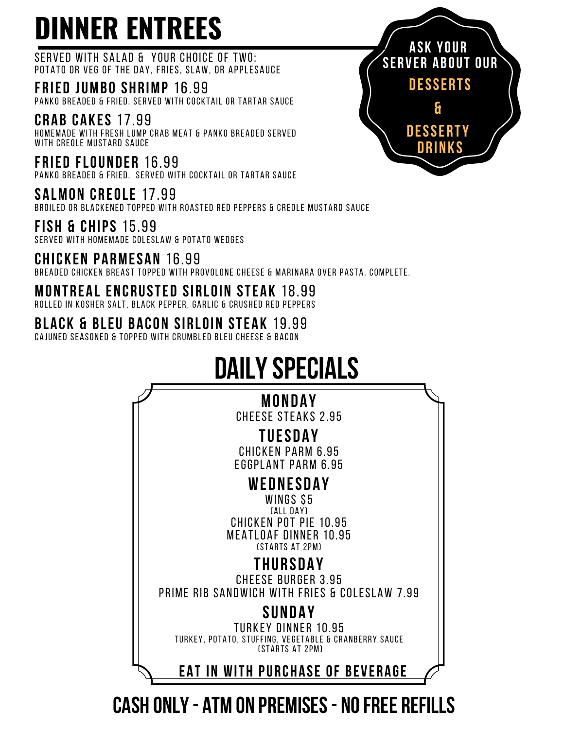# DINNER ENTREES

SERVED WITH SALAD & YOUR CHOICE OF TWO:
POTATO OR VEG OF THE DAY, FRIES, SLAW, OR APPLESAUCE

**FRIED JUMBO SHRIMP** 16.99
PANKO BREADED & FRIED. SERVED WITH COCKTAIL OR TARTAR SAUCE

**CRAB CAKES** 17.99
HOMEMADE WITH FRESH LUMP CRAB MEAT & PANKO BREADED SERVED WITH CREOLE MUSTARD SAUCE

**FRIED FLOUNDER** 16.99
PANKO BREADED & FRIED. SERVED WITH COCKTAIL OR TARTAR SAUCE

**SALMON CREOLE** 17.99
BROILED OR BLACKENED TOPPED WITH ROASTED RED PEPPERS & CREOLE MUSTARD SAUCE

**FISH & CHIPS** 15.99
SERVED WITH HOMEMADE COLESLAW & POTATO WEDGES

**CHICKEN PARMESAN** 16.99
BREADED CHICKEN BREAST TOPPED WITH PROVOLONE CHEESE & MARINARA OVER PASTA. COMPLETE.

**MONTREAL ENCRUSTED SIRLOIN STEAK** 18.99
ROLLED IN KOSHER SALT, BLACK PEPPER, GARLIC & CRUSHED RED PEPPERS

**BLACK & BLEU BACON SIRLOIN STEAK** 19.99
CAJUNED SEASONED & TOPPED WITH CRUMBLED BLEU CHEESE & BACON

**ASK YOUR SERVER ABOUT OUR DESSERTS & DESSERTY DRINKS**

# DAILY SPECIALS

### MONDAY
CHEESE STEAKS 2.95

### TUESDAY
CHICKEN PARM 6.95
EGGPLANT PARM 6.95

### WEDNESDAY
WINGS $5
(ALL DAY)
CHICKEN POT PIE 10.95
MEATLOAF DINNER 10.95
(STARTS AT 2PM)

### THURSDAY
CHEESE BURGER 3.95
PRIME RIB SANDWICH WITH FRIES & COLESLAW 7.99

### SUNDAY
TURKEY DINNER 10.95
TURKEY, POTATO, STUFFING, VEGETABLE & CRANBERRY SAUCE
(STARTS AT 2PM)

**EAT IN WITH PURCHASE OF BEVERAGE**

## CASH ONLY - ATM ON PREMISES - NO FREE REFILLS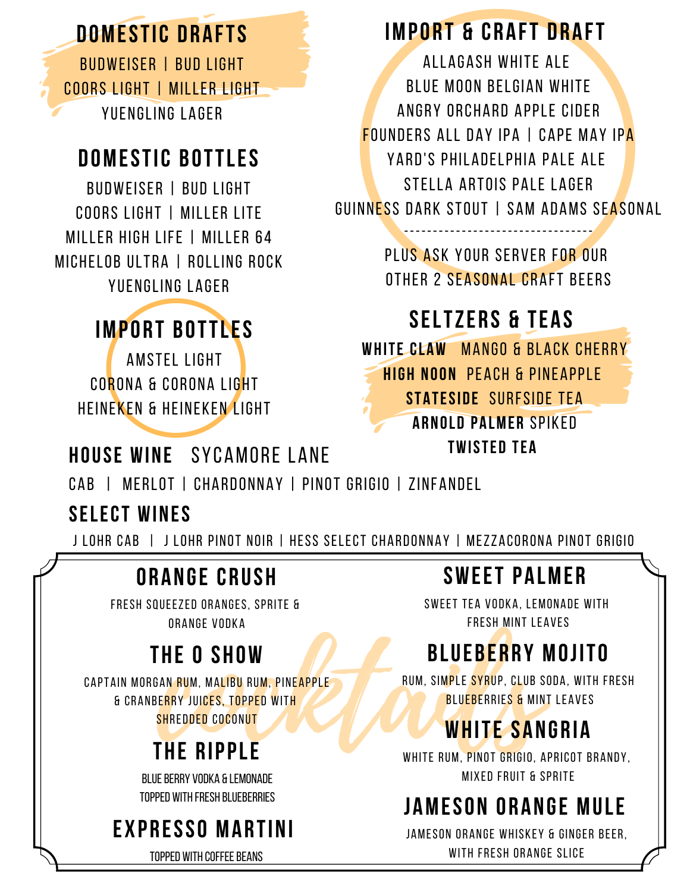## DOMESTIC DRAFTS

BUDWEISER | BUD LIGHT
COORS LIGHT | MILLER LIGHT
YUENGLING LAGER

## DOMESTIC BOTTLES

BUDWEISER | BUD LIGHT
COORS LIGHT | MILLER LITE
MILLER HIGH LIFE | MILLER 64
MICHELOB ULTRA | ROLLING ROCK
YUENGLING LAGER

## IMPORT BOTTLES

AMSTEL LIGHT
CORONA & CORONA LIGHT
HEINEKEN & HEINEKEN LIGHT

## IMPORT & CRAFT DRAFT

ALLAGASH WHITE ALE
BLUE MOON BELGIAN WHITE
ANGRY ORCHARD APPLE CIDER
FOUNDERS ALL DAY IPA | CAPE MAY IPA
YARD'S PHILADELPHIA PALE ALE
STELLA ARTOIS PALE LAGER
GUINNESS DARK STOUT | SAM ADAMS SEASONAL

---

PLUS ASK YOUR SERVER FOR OUR OTHER 2 SEASONAL CRAFT BEERS

## SELTZERS & TEAS

**WHITE CLAW** MANGO & BLACK CHERRY
**HIGH NOON** PEACH & PINEAPPLE
**STATESIDE** SURFSIDE TEA
**ARNOLD PALMER** SPIKED
**TWISTED TEA**

## HOUSE WINE SYCAMORE LANE

CAB | MERLOT | CHARDONNAY | PINOT GRIGIO | ZINFANDEL

## SELECT WINES

J LOHR CAB | J LOHR PINOT NOIR | HESS SELECT CHARDONNAY | MEZZACORONA PINOT GRIGIO

# cocktails

### ORANGE CRUSH

FRESH SQUEEZED ORANGES, SPRITE & ORANGE VODKA

### THE O SHOW

CAPTAIN MORGAN RUM, MALIBU RUM, PINEAPPLE & CRANBERRY JUICES, TOPPED WITH SHREDDED COCONUT

### THE RIPPLE

BLUE BERRY VODKA & LEMONADE TOPPED WITH FRESH BLUEBERRIES

### EXPRESSO MARTINI

TOPPED WITH COFFEE BEANS

### SWEET PALMER

SWEET TEA VODKA, LEMONADE WITH FRESH MINT LEAVES

### BLUEBERRY MOJITO

RUM, SIMPLE SYRUP, CLUB SODA, WITH FRESH BLUEBERRIES & MINT LEAVES

### WHITE SANGRIA

WHITE RUM, PINOT GRIGIO, APRICOT BRANDY, MIXED FRUIT & SPRITE

### JAMESON ORANGE MULE

JAMESON ORANGE WHISKEY & GINGER BEER, WITH FRESH ORANGE SLICE